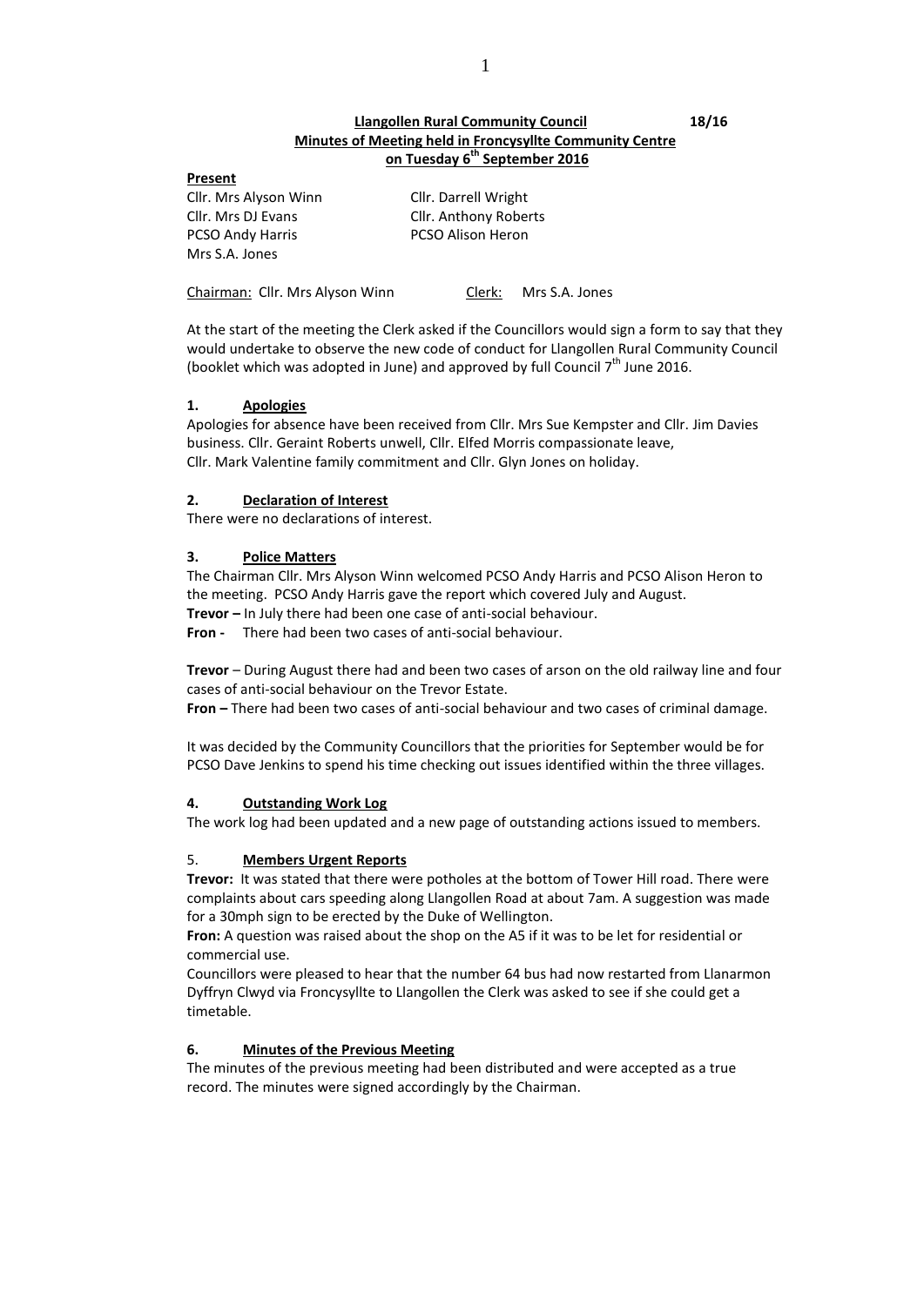**Llangollen Rural Community Council** **18/16**

**Minutes of Meeting held in Froncysyllte Community Centre on Tuesday 6th September 2016**

**Present**

| | |
|---|---|
| Cllr. Mrs Alyson Winn | Cllr. Darrell Wright |
| Cllr. Mrs DJ Evans | Cllr. Anthony Roberts |
| PCSO Andy Harris | PCSO Alison Heron |
| Mrs S.A. Jones | |

Chairman: Cllr. Mrs Alyson Winn Clerk: Mrs S.A. Jones

At the start of the meeting the Clerk asked if the Councillors would sign a form to say that they would undertake to observe the new code of conduct for Llangollen Rural Community Council (booklet which was adopted in June) and approved by full Council 7th June 2016.

## 1. Apologies

Apologies for absence have been received from Cllr. Mrs Sue Kempster and Cllr. Jim Davies business. Cllr. Geraint Roberts unwell, Cllr. Elfed Morris compassionate leave, Cllr. Mark Valentine family commitment and Cllr. Glyn Jones on holiday.

## 2. Declaration of Interest

There were no declarations of interest.

## 3. Police Matters

The Chairman Cllr. Mrs Alyson Winn welcomed PCSO Andy Harris and PCSO Alison Heron to the meeting. PCSO Andy Harris gave the report which covered July and August.

**Trevor –** In July there had been one case of anti-social behaviour.

**Fron -** There had been two cases of anti-social behaviour.

**Trevor** – During August there had and been two cases of arson on the old railway line and four cases of anti-social behaviour on the Trevor Estate.

**Fron –** There had been two cases of anti-social behaviour and two cases of criminal damage.

It was decided by the Community Councillors that the priorities for September would be for PCSO Dave Jenkins to spend his time checking out issues identified within the three villages.

## 4. Outstanding Work Log

The work log had been updated and a new page of outstanding actions issued to members.

## 5. Members Urgent Reports

**Trevor:** It was stated that there were potholes at the bottom of Tower Hill road. There were complaints about cars speeding along Llangollen Road at about 7am. A suggestion was made for a 30mph sign to be erected by the Duke of Wellington.

**Fron:** A question was raised about the shop on the A5 if it was to be let for residential or commercial use.

Councillors were pleased to hear that the number 64 bus had now restarted from Llanarmon Dyffryn Clwyd via Froncysyllte to Llangollen the Clerk was asked to see if she could get a timetable.

## 6. Minutes of the Previous Meeting

The minutes of the previous meeting had been distributed and were accepted as a true record. The minutes were signed accordingly by the Chairman.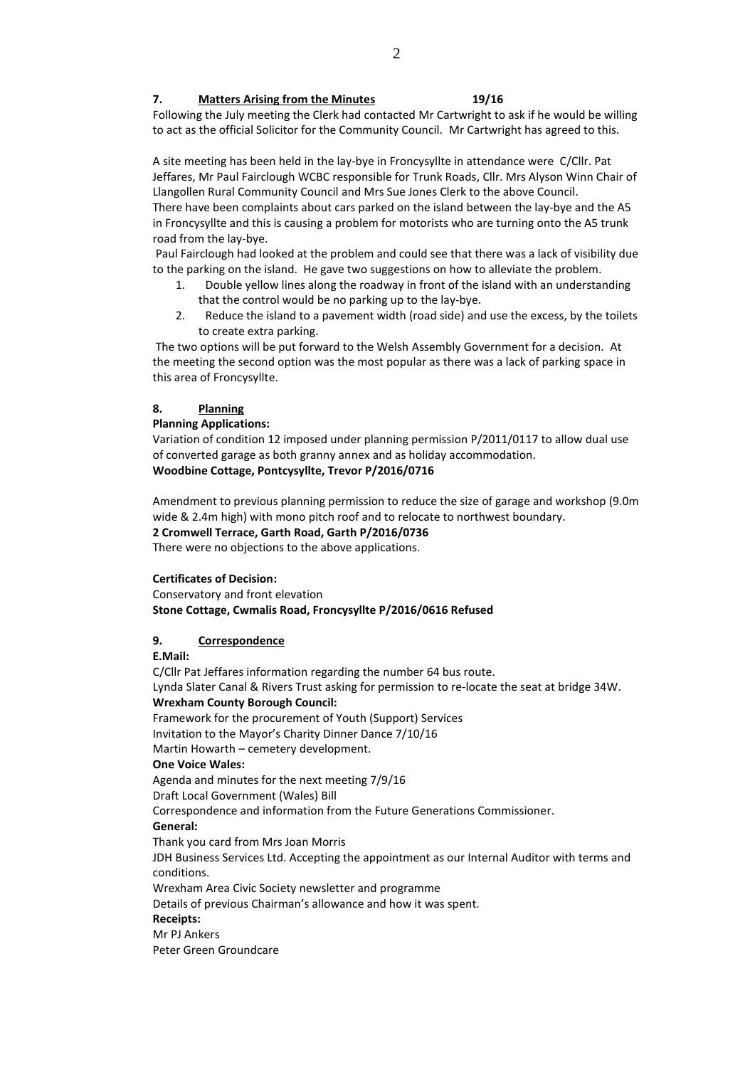## 7. Matters Arising from the Minutes 19/16

Following the July meeting the Clerk had contacted Mr Cartwright to ask if he would be willing to act as the official Solicitor for the Community Council. Mr Cartwright has agreed to this.

A site meeting has been held in the lay-bye in Froncysyllte in attendance were C/Cllr. Pat Jeffares, Mr Paul Fairclough WCBC responsible for Trunk Roads, Cllr. Mrs Alyson Winn Chair of Llangollen Rural Community Council and Mrs Sue Jones Clerk to the above Council. There have been complaints about cars parked on the island between the lay-bye and the A5 in Froncysyllte and this is causing a problem for motorists who are turning onto the A5 trunk road from the lay-bye.

Paul Fairclough had looked at the problem and could see that there was a lack of visibility due to the parking on the island. He gave two suggestions on how to alleviate the problem.

1. Double yellow lines along the roadway in front of the island with an understanding that the control would be no parking up to the lay-bye.
2. Reduce the island to a pavement width (road side) and use the excess, by the toilets to create extra parking.

The two options will be put forward to the Welsh Assembly Government for a decision. At the meeting the second option was the most popular as there was a lack of parking space in this area of Froncysyllte.

## 8. Planning

**Planning Applications:**

Variation of condition 12 imposed under planning permission P/2011/0117 to allow dual use of converted garage as both granny annex and as holiday accommodation.
**Woodbine Cottage, Pontcysyllte, Trevor P/2016/0716**

Amendment to previous planning permission to reduce the size of garage and workshop (9.0m wide & 2.4m high) with mono pitch roof and to relocate to northwest boundary.
**2 Cromwell Terrace, Garth Road, Garth P/2016/0736**
There were no objections to the above applications.

**Certificates of Decision:**

Conservatory and front elevation
**Stone Cottage, Cwmalis Road, Froncysyllte P/2016/0616 Refused**

## 9. Correspondence

**E.Mail:**

C/Cllr Pat Jeffares information regarding the number 64 bus route.
Lynda Slater Canal & Rivers Trust asking for permission to re-locate the seat at bridge 34W.

**Wrexham County Borough Council:**

Framework for the procurement of Youth (Support) Services
Invitation to the Mayor's Charity Dinner Dance 7/10/16
Martin Howarth – cemetery development.

**One Voice Wales:**

Agenda and minutes for the next meeting 7/9/16
Draft Local Government (Wales) Bill
Correspondence and information from the Future Generations Commissioner.

**General:**

Thank you card from Mrs Joan Morris
JDH Business Services Ltd. Accepting the appointment as our Internal Auditor with terms and conditions.
Wrexham Area Civic Society newsletter and programme
Details of previous Chairman's allowance and how it was spent.

**Receipts:**

Mr PJ Ankers
Peter Green Groundcare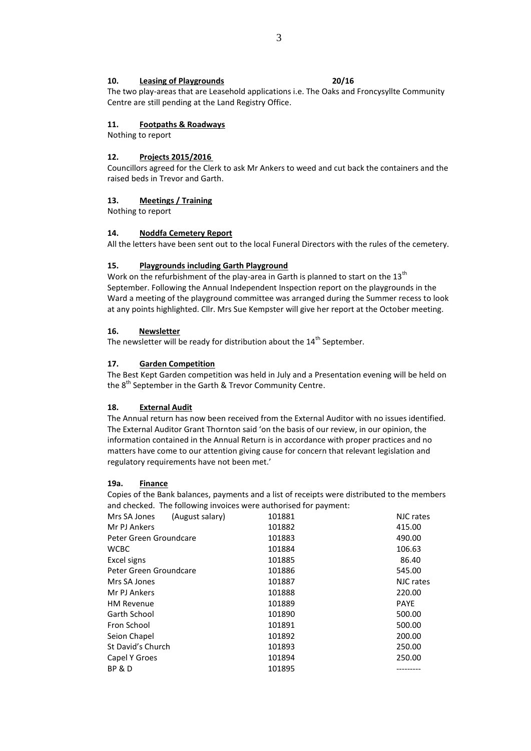**10. Leasing of Playgrounds 20/16**

The two play-areas that are Leasehold applications i.e. The Oaks and Froncysyllte Community Centre are still pending at the Land Registry Office.

**11. Footpaths & Roadways**

Nothing to report

**12. Projects 2015/2016**

Councillors agreed for the Clerk to ask Mr Ankers to weed and cut back the containers and the raised beds in Trevor and Garth.

**13. Meetings / Training**

Nothing to report

**14. Noddfa Cemetery Report**

All the letters have been sent out to the local Funeral Directors with the rules of the cemetery.

**15. Playgrounds including Garth Playground**

Work on the refurbishment of the play-area in Garth is planned to start on the 13th September. Following the Annual Independent Inspection report on the playgrounds in the Ward a meeting of the playground committee was arranged during the Summer recess to look at any points highlighted. Cllr. Mrs Sue Kempster will give her report at the October meeting.

**16. Newsletter**

The newsletter will be ready for distribution about the 14th September.

**17. Garden Competition**

The Best Kept Garden competition was held in July and a Presentation evening will be held on the 8th September in the Garth & Trevor Community Centre.

**18. External Audit**

The Annual return has now been received from the External Auditor with no issues identified. The External Auditor Grant Thornton said 'on the basis of our review, in our opinion, the information contained in the Annual Return is in accordance with proper practices and no matters have come to our attention giving cause for concern that relevant legislation and regulatory requirements have not been met.'

**19a. Finance**

Copies of the Bank balances, payments and a list of receipts were distributed to the members and checked. The following invoices were authorised for payment:

| Payee | Cheque No. | Amount |
|---|---|---|
| Mrs SA Jones (August salary) | 101881 | NJC rates |
| Mr PJ Ankers | 101882 | 415.00 |
| Peter Green Groundcare | 101883 | 490.00 |
| WCBC | 101884 | 106.63 |
| Excel signs | 101885 | 86.40 |
| Peter Green Groundcare | 101886 | 545.00 |
| Mrs SA Jones | 101887 | NJC rates |
| Mr PJ Ankers | 101888 | 220.00 |
| HM Revenue | 101889 | PAYE |
| Garth School | 101890 | 500.00 |
| Fron School | 101891 | 500.00 |
| Seion Chapel | 101892 | 200.00 |
| St David's Church | 101893 | 250.00 |
| Capel Y Groes | 101894 | 250.00 |
| BP & D | 101895 | --------- |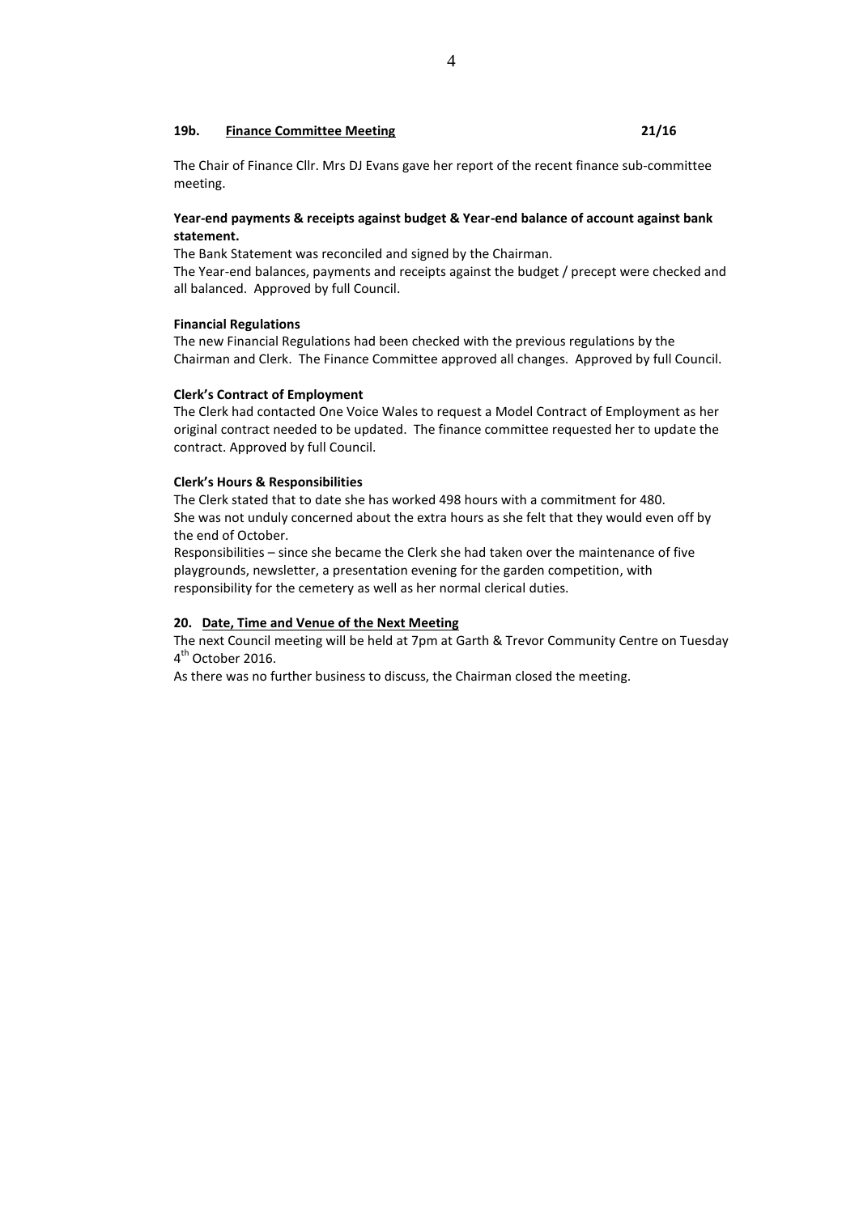**19b. Finance Committee Meeting** **21/16**

The Chair of Finance Cllr. Mrs DJ Evans gave her report of the recent finance sub-committee meeting.

**Year-end payments & receipts against budget & Year-end balance of account against bank statement.**

The Bank Statement was reconciled and signed by the Chairman.

The Year-end balances, payments and receipts against the budget / precept were checked and all balanced. Approved by full Council.

**Financial Regulations**

The new Financial Regulations had been checked with the previous regulations by the Chairman and Clerk. The Finance Committee approved all changes. Approved by full Council.

**Clerk's Contract of Employment**

The Clerk had contacted One Voice Wales to request a Model Contract of Employment as her original contract needed to be updated. The finance committee requested her to update the contract. Approved by full Council.

**Clerk's Hours & Responsibilities**

The Clerk stated that to date she has worked 498 hours with a commitment for 480.
She was not unduly concerned about the extra hours as she felt that they would even off by the end of October.

Responsibilities – since she became the Clerk she had taken over the maintenance of five playgrounds, newsletter, a presentation evening for the garden competition, with responsibility for the cemetery as well as her normal clerical duties.

**20. Date, Time and Venue of the Next Meeting**

The next Council meeting will be held at 7pm at Garth & Trevor Community Centre on Tuesday 4th October 2016.

As there was no further business to discuss, the Chairman closed the meeting.